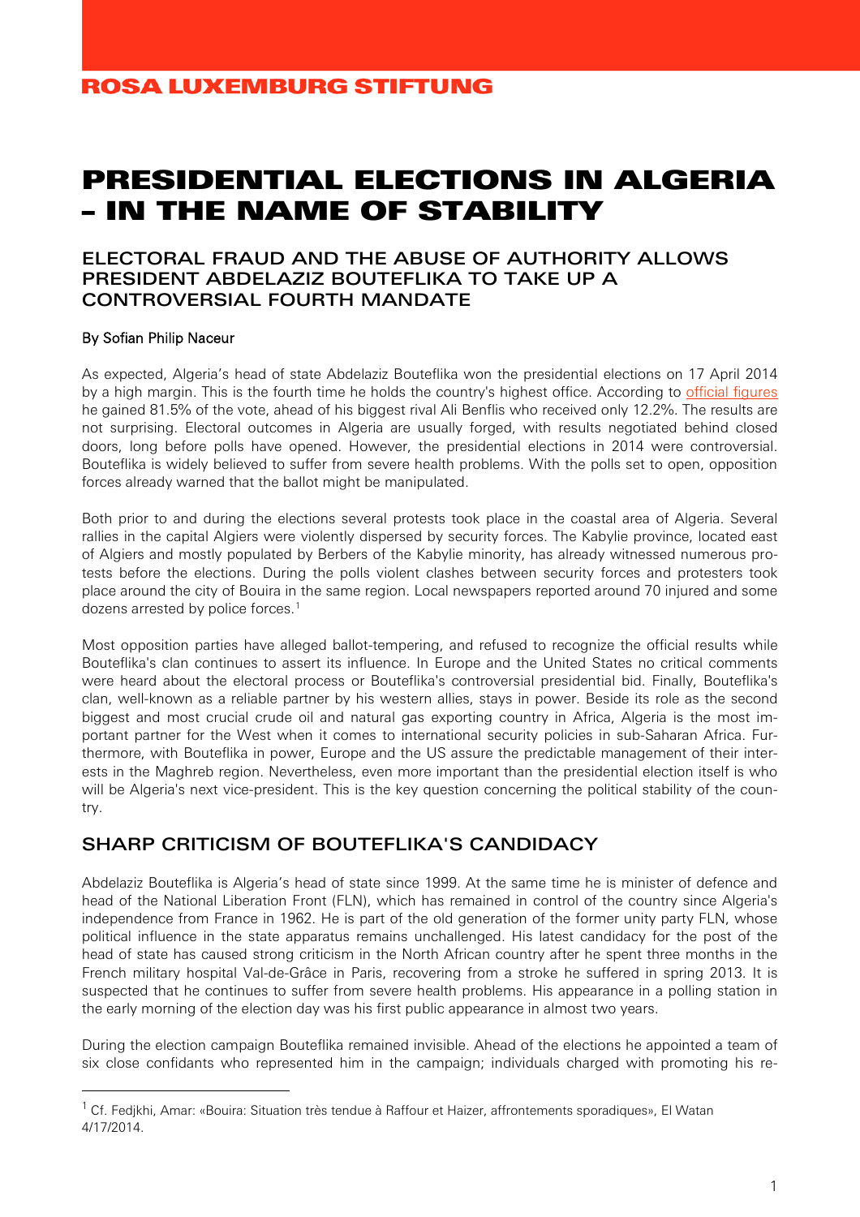ROSA LUXEMBURG STIFTUNG

# PRESIDENTIAL ELECTIONS IN ALGERIA – IN THE NAME OF STABILITY

## ELECTORAL FRAUD AND THE ABUSE OF AUTHORITY ALLOWS PRESIDENT ABDELAZIZ BOUTEFLIKA TO TAKE UP A CONTROVERSIAL FOURTH MANDATE

By Sofian Philip Naceur

As expected, Algeria's head of state Abdelaziz Bouteflika won the presidential elections on 17 April 2014 by a high margin. This is the fourth time he holds the country's highest office. According to official figures he gained 81.5% of the vote, ahead of his biggest rival Ali Benflis who received only 12.2%. The results are not surprising. Electoral outcomes in Algeria are usually forged, with results negotiated behind closed doors, long before polls have opened. However, the presidential elections in 2014 were controversial. Bouteflika is widely believed to suffer from severe health problems. With the polls set to open, opposition forces already warned that the ballot might be manipulated.

Both prior to and during the elections several protests took place in the coastal area of Algeria. Several rallies in the capital Algiers were violently dispersed by security forces. The Kabylie province, located east of Algiers and mostly populated by Berbers of the Kabylie minority, has already witnessed numerous protests before the elections. During the polls violent clashes between security forces and protesters took place around the city of Bouira in the same region. Local newspapers reported around 70 injured and some dozens arrested by police forces.[1]

Most opposition parties have alleged ballot-tempering, and refused to recognize the official results while Bouteflika's clan continues to assert its influence. In Europe and the United States no critical comments were heard about the electoral process or Bouteflika's controversial presidential bid. Finally, Bouteflika's clan, well-known as a reliable partner by his western allies, stays in power. Beside its role as the second biggest and most crucial crude oil and natural gas exporting country in Africa, Algeria is the most important partner for the West when it comes to international security policies in sub-Saharan Africa. Furthermore, with Bouteflika in power, Europe and the US assure the predictable management of their interests in the Maghreb region. Nevertheless, even more important than the presidential election itself is who will be Algeria's next vice-president. This is the key question concerning the political stability of the country.

## SHARP CRITICISM OF BOUTEFLIKA'S CANDIDACY

Abdelaziz Bouteflika is Algeria's head of state since 1999. At the same time he is minister of defence and head of the National Liberation Front (FLN), which has remained in control of the country since Algeria's independence from France in 1962. He is part of the old generation of the former unity party FLN, whose political influence in the state apparatus remains unchallenged. His latest candidacy for the post of the head of state has caused strong criticism in the North African country after he spent three months in the French military hospital Val-de-Grâce in Paris, recovering from a stroke he suffered in spring 2013. It is suspected that he continues to suffer from severe health problems. His appearance in a polling station in the early morning of the election day was his first public appearance in almost two years.

During the election campaign Bouteflika remained invisible. Ahead of the elections he appointed a team of six close confidants who represented him in the campaign; individuals charged with promoting his re-

---

[1] Cf. Fedjkhi, Amar: «Bouira: Situation très tendue à Raffour et Haizer, affrontements sporadiques», El Watan 4/17/2014.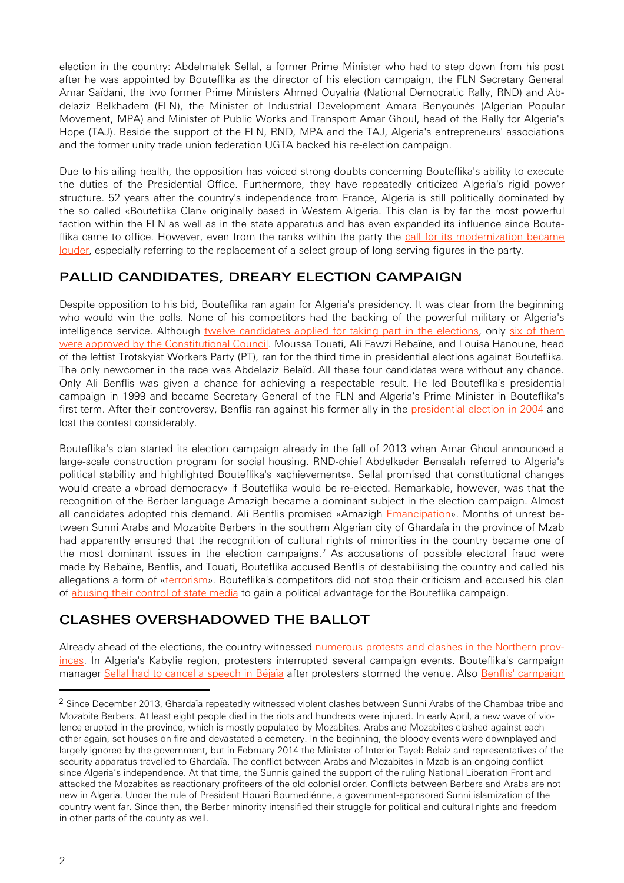election in the country: Abdelmalek Sellal, a former Prime Minister who had to step down from his post after he was appointed by Bouteflika as the director of his election campaign, the FLN Secretary General Amar Saïdani, the two former Prime Ministers Ahmed Ouyahia (National Democratic Rally, RND) and Abdelaziz Belkhadem (FLN), the Minister of Industrial Development Amara Benyounès (Algerian Popular Movement, MPA) and Minister of Public Works and Transport Amar Ghoul, head of the Rally for Algeria's Hope (TAJ). Beside the support of the FLN, RND, MPA and the TAJ, Algeria's entrepreneurs' associations and the former unity trade union federation UGTA backed his re-election campaign.

Due to his ailing health, the opposition has voiced strong doubts concerning Bouteflika's ability to execute the duties of the Presidential Office. Furthermore, they have repeatedly criticized Algeria's rigid power structure. 52 years after the country's independence from France, Algeria is still politically dominated by the so called «Bouteflika Clan» originally based in Western Algeria. This clan is by far the most powerful faction within the FLN as well as in the state apparatus and has even expanded its influence since Bouteflika came to office. However, even from the ranks within the party the call for its modernization became louder, especially referring to the replacement of a select group of long serving figures in the party.

## PALLID CANDIDATES, DREARY ELECTION CAMPAIGN

Despite opposition to his bid, Bouteflika ran again for Algeria's presidency. It was clear from the beginning who would win the polls. None of his competitors had the backing of the powerful military or Algeria's intelligence service. Although twelve candidates applied for taking part in the elections, only six of them were approved by the Constitutional Council. Moussa Touati, Ali Fawzi Rebaïne, and Louisa Hanoune, head of the leftist Trotskyist Workers Party (PT), ran for the third time in presidential elections against Bouteflika. The only newcomer in the race was Abdelaziz Belaïd. All these four candidates were without any chance. Only Ali Benflis was given a chance for achieving a respectable result. He led Bouteflika's presidential campaign in 1999 and became Secretary General of the FLN and Algeria's Prime Minister in Bouteflika's first term. After their controversy, Benflis ran against his former ally in the presidential election in 2004 and lost the contest considerably.

Bouteflika's clan started its election campaign already in the fall of 2013 when Amar Ghoul announced a large-scale construction program for social housing. RND-chief Abdelkader Bensalah referred to Algeria's political stability and highlighted Bouteflika's «achievements». Sellal promised that constitutional changes would create a «broad democracy» if Bouteflika would be re-elected. Remarkable, however, was that the recognition of the Berber language Amazigh became a dominant subject in the election campaign. Almost all candidates adopted this demand. Ali Benflis promised «Amazigh Emancipation». Months of unrest between Sunni Arabs and Mozabite Berbers in the southern Algerian city of Ghardaïa in the province of Mzab had apparently ensured that the recognition of cultural rights of minorities in the country became one of the most dominant issues in the election campaigns.[2] As accusations of possible electoral fraud were made by Rebaïne, Benflis, and Touati, Bouteflika accused Benflis of destabilising the country and called his allegations a form of «terrorism». Bouteflika's competitors did not stop their criticism and accused his clan of abusing their control of state media to gain a political advantage for the Bouteflika campaign.

## CLASHES OVERSHADOWED THE BALLOT

Already ahead of the elections, the country witnessed numerous protests and clashes in the Northern provinces. In Algeria's Kabylie region, protesters interrupted several campaign events. Bouteflika's campaign manager Sellal had to cancel a speech in Béjaïa after protesters stormed the venue. Also Benflis' campaign

---

[2] Since December 2013, Ghardaïa repeatedly witnessed violent clashes between Sunni Arabs of the Chambaa tribe and Mozabite Berbers. At least eight people died in the riots and hundreds were injured. In early April, a new wave of violence erupted in the province, which is mostly populated by Mozabites. Arabs and Mozabites clashed against each other again, set houses on fire and devastated a cemetery. In the beginning, the bloody events were downplayed and largely ignored by the government, but in February 2014 the Minister of Interior Tayeb Belaiz and representatives of the security apparatus travelled to Ghardaïa. The conflict between Arabs and Mozabites in Mzab is an ongoing conflict since Algeria's independence. At that time, the Sunnis gained the support of the ruling National Liberation Front and attacked the Mozabites as reactionary profiteers of the old colonial order. Conflicts between Berbers and Arabs are not new in Algeria. Under the rule of President Houari Boumediénne, a government-sponsored Sunni islamization of the country went far. Since then, the Berber minority intensified their struggle for political and cultural rights and freedom in other parts of the county as well.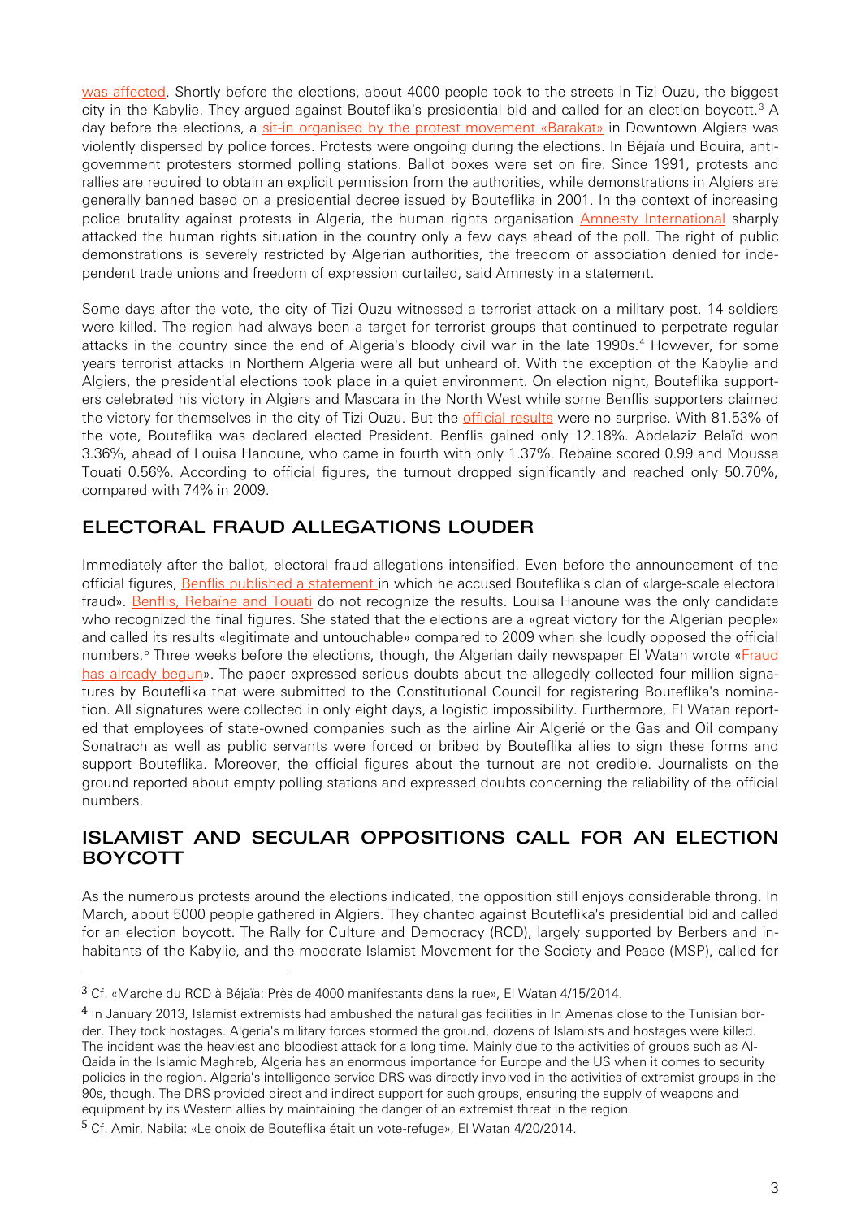was affected. Shortly before the elections, about 4000 people took to the streets in Tizi Ouzu, the biggest city in the Kabylie. They argued against Bouteflika's presidential bid and called for an election boycott.[3] A day before the elections, a sit-in organised by the protest movement «Barakat» in Downtown Algiers was violently dispersed by police forces. Protests were ongoing during the elections. In Béjaïa und Bouira, anti-government protesters stormed polling stations. Ballot boxes were set on fire. Since 1991, protests and rallies are required to obtain an explicit permission from the authorities, while demonstrations in Algiers are generally banned based on a presidential decree issued by Bouteflika in 2001. In the context of increasing police brutality against protests in Algeria, the human rights organisation Amnesty International sharply attacked the human rights situation in the country only a few days ahead of the poll. The right of public demonstrations is severely restricted by Algerian authorities, the freedom of association denied for independent trade unions and freedom of expression curtailed, said Amnesty in a statement.

Some days after the vote, the city of Tizi Ouzu witnessed a terrorist attack on a military post. 14 soldiers were killed. The region had always been a target for terrorist groups that continued to perpetrate regular attacks in the country since the end of Algeria's bloody civil war in the late 1990s.[4] However, for some years terrorist attacks in Northern Algeria were all but unheard of. With the exception of the Kabylie and Algiers, the presidential elections took place in a quiet environment. On election night, Bouteflika supporters celebrated his victory in Algiers and Mascara in the North West while some Benflis supporters claimed the victory for themselves in the city of Tizi Ouzu. But the official results were no surprise. With 81.53% of the vote, Bouteflika was declared elected President. Benflis gained only 12.18%. Abdelaziz Belaïd won 3.36%, ahead of Louisa Hanoune, who came in fourth with only 1.37%. Rebaïne scored 0.99 and Moussa Touati 0.56%. According to official figures, the turnout dropped significantly and reached only 50.70%, compared with 74% in 2009.

## ELECTORAL FRAUD ALLEGATIONS LOUDER

Immediately after the ballot, electoral fraud allegations intensified. Even before the announcement of the official figures, Benflis published a statement in which he accused Bouteflika's clan of «large-scale electoral fraud». Benflis, Rebaïne and Touati do not recognize the results. Louisa Hanoune was the only candidate who recognized the final figures. She stated that the elections are a «great victory for the Algerian people» and called its results «legitimate and untouchable» compared to 2009 when she loudly opposed the official numbers.[5] Three weeks before the elections, though, the Algerian daily newspaper El Watan wrote «Fraud has already begun». The paper expressed serious doubts about the allegedly collected four million signatures by Bouteflika that were submitted to the Constitutional Council for registering Bouteflika's nomination. All signatures were collected in only eight days, a logistic impossibility. Furthermore, El Watan reported that employees of state-owned companies such as the airline Air Algerié or the Gas and Oil company Sonatrach as well as public servants were forced or bribed by Bouteflika allies to sign these forms and support Bouteflika. Moreover, the official figures about the turnout are not credible. Journalists on the ground reported about empty polling stations and expressed doubts concerning the reliability of the official numbers.

## ISLAMIST AND SECULAR OPPOSITIONS CALL FOR AN ELECTION BOYCOTT

As the numerous protests around the elections indicated, the opposition still enjoys considerable throng. In March, about 5000 people gathered in Algiers. They chanted against Bouteflika's presidential bid and called for an election boycott. The Rally for Culture and Democracy (RCD), largely supported by Berbers and inhabitants of the Kabylie, and the moderate Islamist Movement for the Society and Peace (MSP), called for

---

[3] Cf. «Marche du RCD à Béjaïa: Près de 4000 manifestants dans la rue», El Watan 4/15/2014.

[4] In January 2013, Islamist extremists had ambushed the natural gas facilities in In Amenas close to the Tunisian border. They took hostages. Algeria's military forces stormed the ground, dozens of Islamists and hostages were killed. The incident was the heaviest and bloodiest attack for a long time. Mainly due to the activities of groups such as Al-Qaida in the Islamic Maghreb, Algeria has an enormous importance for Europe and the US when it comes to security policies in the region. Algeria's intelligence service DRS was directly involved in the activities of extremist groups in the 90s, though. The DRS provided direct and indirect support for such groups, ensuring the supply of weapons and equipment by its Western allies by maintaining the danger of an extremist threat in the region.

[5] Cf. Amir, Nabila: «Le choix de Bouteflika était un vote-refuge», El Watan 4/20/2014.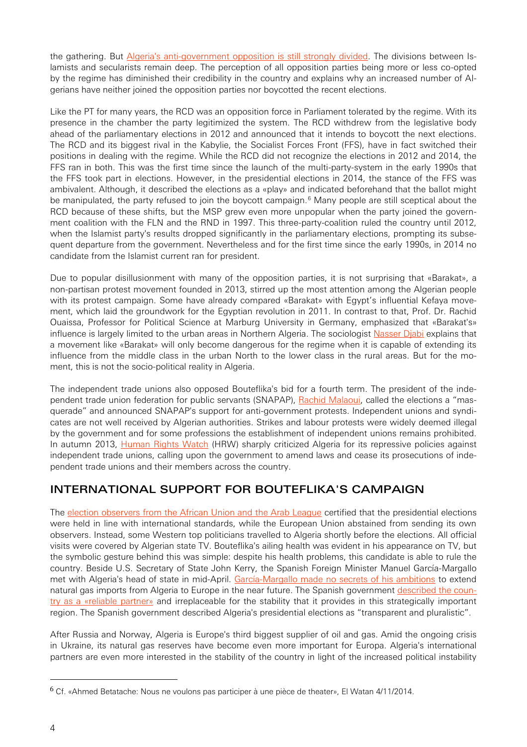the gathering. But Algeria's anti-government opposition is still strongly divided. The divisions between Islamists and secularists remain deep. The perception of all opposition parties being more or less co-opted by the regime has diminished their credibility in the country and explains why an increased number of Algerians have neither joined the opposition parties nor boycotted the recent elections.

Like the PT for many years, the RCD was an opposition force in Parliament tolerated by the regime. With its presence in the chamber the party legitimized the system. The RCD withdrew from the legislative body ahead of the parliamentary elections in 2012 and announced that it intends to boycott the next elections. The RCD and its biggest rival in the Kabylie, the Socialist Forces Front (FFS), have in fact switched their positions in dealing with the regime. While the RCD did not recognize the elections in 2012 and 2014, the FFS ran in both. This was the first time since the launch of the multi-party-system in the early 1990s that the FFS took part in elections. However, in the presidential elections in 2014, the stance of the FFS was ambivalent. Although, it described the elections as a «play» and indicated beforehand that the ballot might be manipulated, the party refused to join the boycott campaign.[6] Many people are still sceptical about the RCD because of these shifts, but the MSP grew even more unpopular when the party joined the government coalition with the FLN and the RND in 1997. This three-party-coalition ruled the country until 2012, when the Islamist party's results dropped significantly in the parliamentary elections, prompting its subsequent departure from the government. Nevertheless and for the first time since the early 1990s, in 2014 no candidate from the Islamist current ran for president.

Due to popular disillusionment with many of the opposition parties, it is not surprising that «Barakat», a non-partisan protest movement founded in 2013, stirred up the most attention among the Algerian people with its protest campaign. Some have already compared «Barakat» with Egypt's influential Kefaya movement, which laid the groundwork for the Egyptian revolution in 2011. In contrast to that, Prof. Dr. Rachid Ouaissa, Professor for Political Science at Marburg University in Germany, emphasized that «Barakat's» influence is largely limited to the urban areas in Northern Algeria. The sociologist Nasser Djabi explains that a movement like «Barakat» will only become dangerous for the regime when it is capable of extending its influence from the middle class in the urban North to the lower class in the rural areas. But for the moment, this is not the socio-political reality in Algeria.

The independent trade unions also opposed Bouteflika's bid for a fourth term. The president of the independent trade union federation for public servants (SNAPAP), Rachid Malaoui, called the elections a "masquerade" and announced SNAPAP's support for anti-government protests. Independent unions and syndicates are not well received by Algerian authorities. Strikes and labour protests were widely deemed illegal by the government and for some professions the establishment of independent unions remains prohibited. In autumn 2013, Human Rights Watch (HRW) sharply criticized Algeria for its repressive policies against independent trade unions, calling upon the government to amend laws and cease its prosecutions of independent trade unions and their members across the country.

## INTERNATIONAL SUPPORT FOR BOUTEFLIKA'S CAMPAIGN

The election observers from the African Union and the Arab League certified that the presidential elections were held in line with international standards, while the European Union abstained from sending its own observers. Instead, some Western top politicians travelled to Algeria shortly before the elections. All official visits were covered by Algerian state TV. Bouteflika's ailing health was evident in his appearance on TV, but the symbolic gesture behind this was simple: despite his health problems, this candidate is able to rule the country. Beside U.S. Secretary of State John Kerry, the Spanish Foreign Minister Manuel García-Margallo met with Algeria's head of state in mid-April. García-Margallo made no secrets of his ambitions to extend natural gas imports from Algeria to Europe in the near future. The Spanish government described the country as a «reliable partner» and irreplaceable for the stability that it provides in this strategically important region. The Spanish government described Algeria's presidential elections as "transparent and pluralistic".

After Russia and Norway, Algeria is Europe's third biggest supplier of oil and gas. Amid the ongoing crisis in Ukraine, its natural gas reserves have become even more important for Europa. Algeria's international partners are even more interested in the stability of the country in light of the increased political instability

---

[6] Cf. «Ahmed Betatache: Nous ne voulons pas participer à une pièce de theater», El Watan 4/11/2014.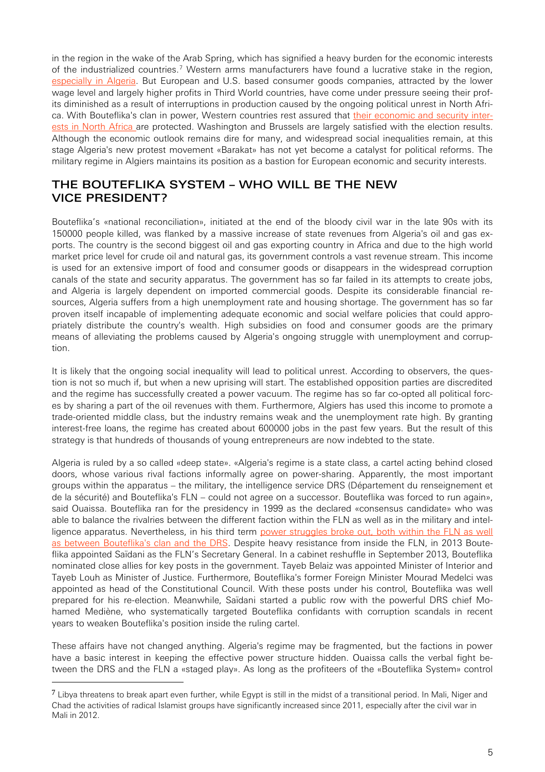in the region in the wake of the Arab Spring, which has signified a heavy burden for the economic interests of the industrialized countries.[7] Western arms manufacturers have found a lucrative stake in the region, especially in Algeria. But European and U.S. based consumer goods companies, attracted by the lower wage level and largely higher profits in Third World countries, have come under pressure seeing their profits diminished as a result of interruptions in production caused by the ongoing political unrest in North Africa. With Bouteflika's clan in power, Western countries rest assured that their economic and security interests in North Africa are protected. Washington and Brussels are largely satisfied with the election results. Although the economic outlook remains dire for many, and widespread social inequalities remain, at this stage Algeria's new protest movement «Barakat» has not yet become a catalyst for political reforms. The military regime in Algiers maintains its position as a bastion for European economic and security interests.

## THE BOUTEFLIKA SYSTEM – WHO WILL BE THE NEW VICE PRESIDENT?

Bouteflika's «national reconciliation», initiated at the end of the bloody civil war in the late 90s with its 150000 people killed, was flanked by a massive increase of state revenues from Algeria's oil and gas exports. The country is the second biggest oil and gas exporting country in Africa and due to the high world market price level for crude oil and natural gas, its government controls a vast revenue stream. This income is used for an extensive import of food and consumer goods or disappears in the widespread corruption canals of the state and security apparatus. The government has so far failed in its attempts to create jobs, and Algeria is largely dependent on imported commercial goods. Despite its considerable financial resources, Algeria suffers from a high unemployment rate and housing shortage. The government has so far proven itself incapable of implementing adequate economic and social welfare policies that could appropriately distribute the country's wealth. High subsidies on food and consumer goods are the primary means of alleviating the problems caused by Algeria's ongoing struggle with unemployment and corruption.

It is likely that the ongoing social inequality will lead to political unrest. According to observers, the question is not so much if, but when a new uprising will start. The established opposition parties are discredited and the regime has successfully created a power vacuum. The regime has so far co-opted all political forces by sharing a part of the oil revenues with them. Furthermore, Algiers has used this income to promote a trade-oriented middle class, but the industry remains weak and the unemployment rate high. By granting interest-free loans, the regime has created about 600000 jobs in the past few years. But the result of this strategy is that hundreds of thousands of young entrepreneurs are now indebted to the state.

Algeria is ruled by a so called «deep state». «Algeria's regime is a state class, a cartel acting behind closed doors, whose various rival factions informally agree on power-sharing. Apparently, the most important groups within the apparatus – the military, the intelligence service DRS (Département du renseignement et de la sécurité) and Bouteflika's FLN – could not agree on a successor. Bouteflika was forced to run again», said Ouaissa. Bouteflika ran for the presidency in 1999 as the declared «consensus candidate» who was able to balance the rivalries between the different faction within the FLN as well as in the military and intelligence apparatus. Nevertheless, in his third term power struggles broke out, both within the FLN as well as between Bouteflika's clan and the DRS. Despite heavy resistance from inside the FLN, in 2013 Bouteflika appointed Saïdani as the FLN's Secretary General. In a cabinet reshuffle in September 2013, Bouteflika nominated close allies for key posts in the government. Tayeb Belaiz was appointed Minister of Interior and Tayeb Louh as Minister of Justice. Furthermore, Bouteflika's former Foreign Minister Mourad Medelci was appointed as head of the Constitutional Council. With these posts under his control, Bouteflika was well prepared for his re-election. Meanwhile, Saïdani started a public row with the powerful DRS chief Mohamed Mediène, who systematically targeted Bouteflika confidants with corruption scandals in recent years to weaken Bouteflika's position inside the ruling cartel.

These affairs have not changed anything. Algeria's regime may be fragmented, but the factions in power have a basic interest in keeping the effective power structure hidden. Ouaissa calls the verbal fight between the DRS and the FLN a «staged play». As long as the profiteers of the «Bouteflika System» control

[7] Libya threatens to break apart even further, while Egypt is still in the midst of a transitional period. In Mali, Niger and Chad the activities of radical Islamist groups have significantly increased since 2011, especially after the civil war in Mali in 2012.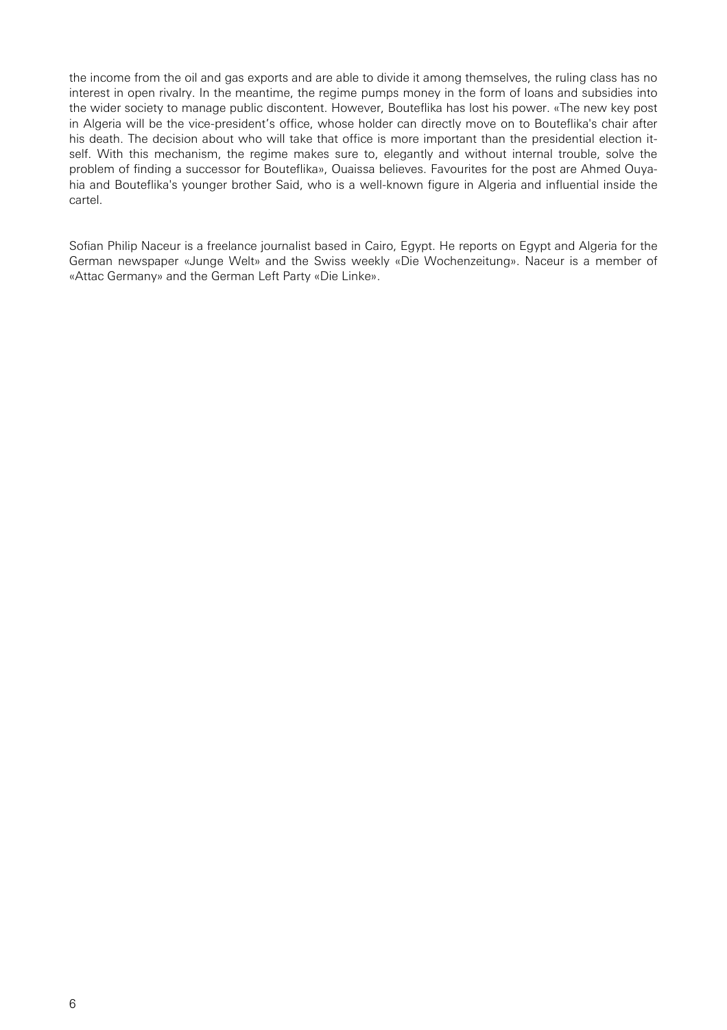the income from the oil and gas exports and are able to divide it among themselves, the ruling class has no interest in open rivalry. In the meantime, the regime pumps money in the form of loans and subsidies into the wider society to manage public discontent. However, Bouteflika has lost his power. «The new key post in Algeria will be the vice-president's office, whose holder can directly move on to Bouteflika's chair after his death. The decision about who will take that office is more important than the presidential election itself. With this mechanism, the regime makes sure to, elegantly and without internal trouble, solve the problem of finding a successor for Bouteflika», Ouaissa believes. Favourites for the post are Ahmed Ouyahia and Bouteflika's younger brother Said, who is a well-known figure in Algeria and influential inside the cartel.

Sofian Philip Naceur is a freelance journalist based in Cairo, Egypt. He reports on Egypt and Algeria for the German newspaper «Junge Welt» and the Swiss weekly «Die Wochenzeitung». Naceur is a member of «Attac Germany» and the German Left Party «Die Linke».